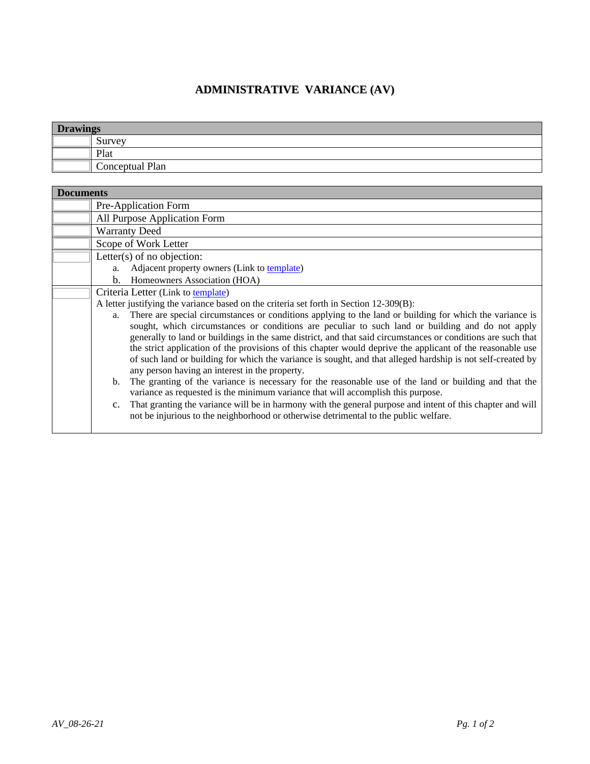# ADMINISTRATIVE VARIANCE (AV)

| | Drawings |
|---|---|
| | Survey |
| | Plat |
| | Conceptual Plan |

| | Documents |
|---|---|
| | Pre-Application Form |
| | All Purpose Application Form |
| | Warranty Deed |
| | Scope of Work Letter |
| | Letter(s) of no objection:<br>a. Adjacent property owners (Link to template)<br>b. Homeowners Association (HOA) |
| | Criteria Letter (Link to template)<br>A letter justifying the variance based on the criteria set forth in Section 12-309(B):<br>a. There are special circumstances or conditions applying to the land or building for which the variance is sought, which circumstances or conditions are peculiar to such land or building and do not apply generally to land or buildings in the same district, and that said circumstances or conditions are such that the strict application of the provisions of this chapter would deprive the applicant of the reasonable use of such land or building for which the variance is sought, and that alleged hardship is not self-created by any person having an interest in the property.<br>b. The granting of the variance is necessary for the reasonable use of the land or building and that the variance as requested is the minimum variance that will accomplish this purpose.<br>c. That granting the variance will be in harmony with the general purpose and intent of this chapter and will not be injurious to the neighborhood or otherwise detrimental to the public welfare. |

*AV_08-26-21*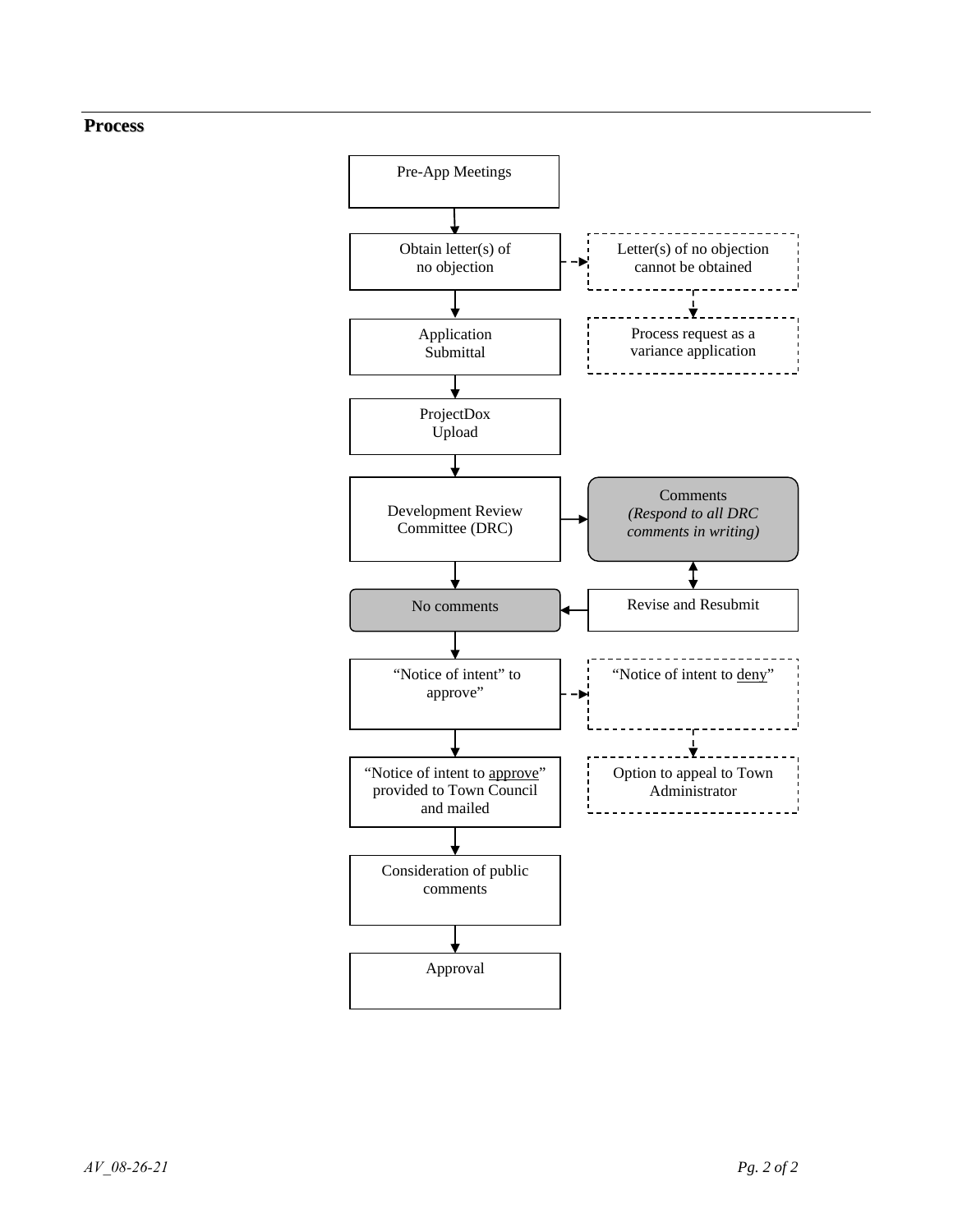## Process

Pre-App Meetings

Obtain letter(s) of no objection

Letter(s) of no objection cannot be obtained

Process request as a variance application

Application Submittal

ProjectDox Upload

Development Review Committee (DRC)

Comments
*(Respond to all DRC comments in writing)*

No comments

Revise and Resubmit

"Notice of intent" to approve"

"Notice of intent to deny"

"Notice of intent to approve" provided to Town Council and mailed

Option to appeal to Town Administrator

Consideration of public comments

Approval